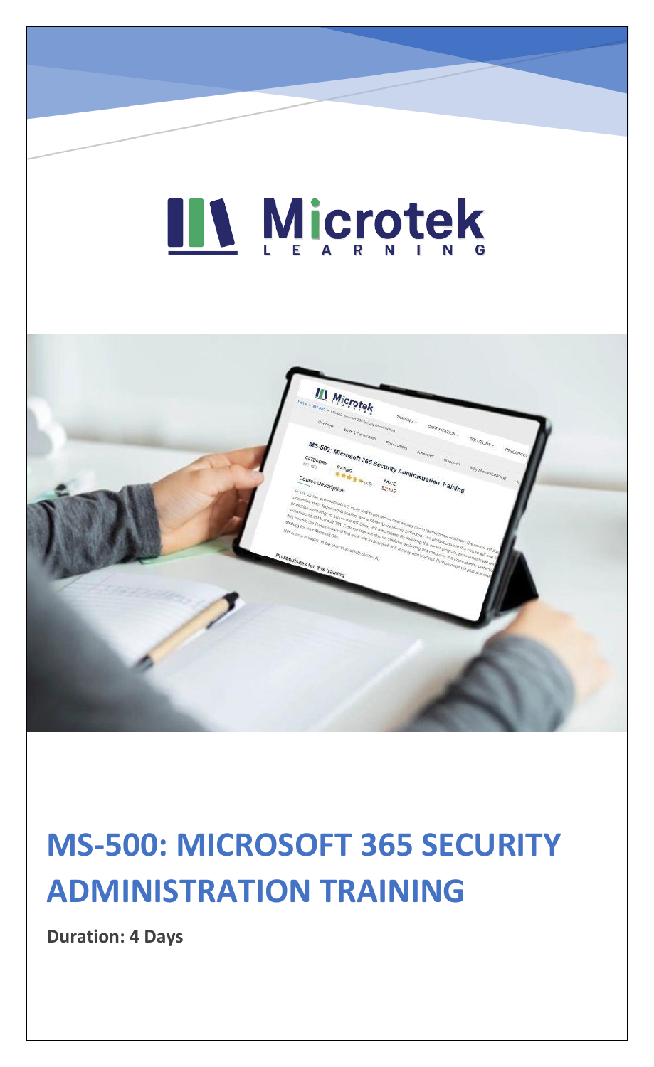Microtek LEARNING

# MS-500: MICROSOFT 365 SECURITY ADMINISTRATION TRAINING

**Duration: 4 Days**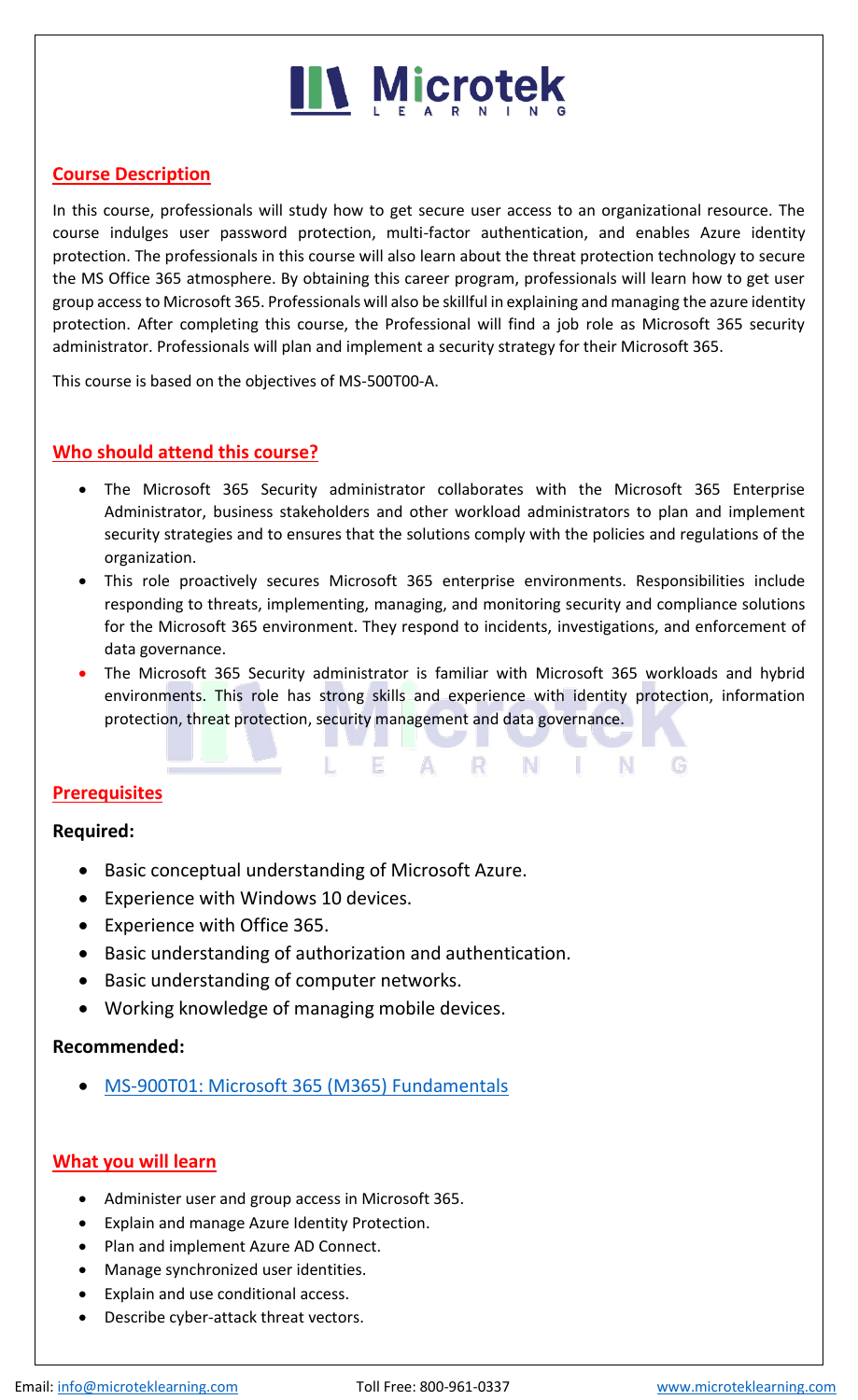## Course Description

In this course, professionals will study how to get secure user access to an organizational resource. The course indulges user password protection, multi-factor authentication, and enables Azure identity protection. The professionals in this course will also learn about the threat protection technology to secure the MS Office 365 atmosphere. By obtaining this career program, professionals will learn how to get user group access to Microsoft 365. Professionals will also be skillful in explaining and managing the azure identity protection. After completing this course, the Professional will find a job role as Microsoft 365 security administrator. Professionals will plan and implement a security strategy for their Microsoft 365.

This course is based on the objectives of MS-500T00-A.

## Who should attend this course?

- The Microsoft 365 Security administrator collaborates with the Microsoft 365 Enterprise Administrator, business stakeholders and other workload administrators to plan and implement security strategies and to ensures that the solutions comply with the policies and regulations of the organization.
- This role proactively secures Microsoft 365 enterprise environments. Responsibilities include responding to threats, implementing, managing, and monitoring security and compliance solutions for the Microsoft 365 environment. They respond to incidents, investigations, and enforcement of data governance.
- The Microsoft 365 Security administrator is familiar with Microsoft 365 workloads and hybrid environments. This role has strong skills and experience with identity protection, information protection, threat protection, security management and data governance.

## Prerequisites

**Required:**

- Basic conceptual understanding of Microsoft Azure.
- Experience with Windows 10 devices.
- Experience with Office 365.
- Basic understanding of authorization and authentication.
- Basic understanding of computer networks.
- Working knowledge of managing mobile devices.

**Recommended:**

- MS-900T01: Microsoft 365 (M365) Fundamentals

## What you will learn

- Administer user and group access in Microsoft 365.
- Explain and manage Azure Identity Protection.
- Plan and implement Azure AD Connect.
- Manage synchronized user identities.
- Explain and use conditional access.
- Describe cyber-attack threat vectors.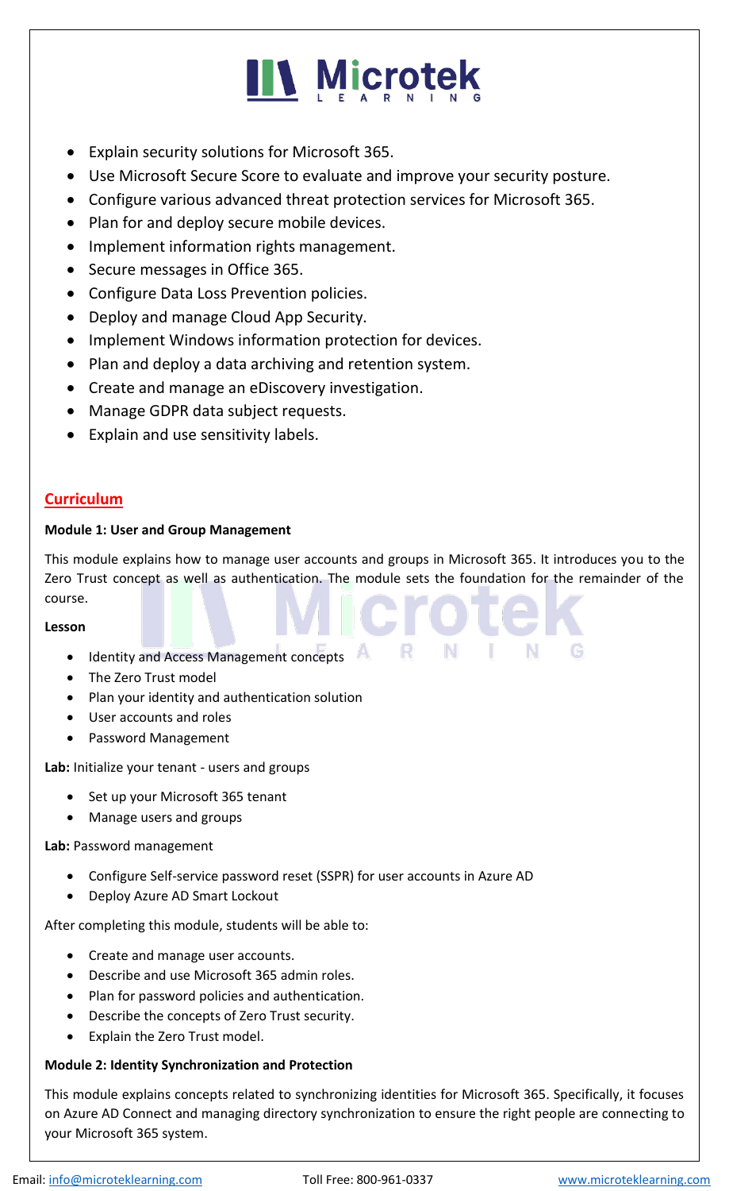- Explain security solutions for Microsoft 365.
- Use Microsoft Secure Score to evaluate and improve your security posture.
- Configure various advanced threat protection services for Microsoft 365.
- Plan for and deploy secure mobile devices.
- Implement information rights management.
- Secure messages in Office 365.
- Configure Data Loss Prevention policies.
- Deploy and manage Cloud App Security.
- Implement Windows information protection for devices.
- Plan and deploy a data archiving and retention system.
- Create and manage an eDiscovery investigation.
- Manage GDPR data subject requests.
- Explain and use sensitivity labels.

## Curriculum

**Module 1: User and Group Management**

This module explains how to manage user accounts and groups in Microsoft 365. It introduces you to the Zero Trust concept as well as authentication. The module sets the foundation for the remainder of the course.

**Lesson**

- Identity and Access Management concepts
- The Zero Trust model
- Plan your identity and authentication solution
- User accounts and roles
- Password Management

**Lab:** Initialize your tenant - users and groups

- Set up your Microsoft 365 tenant
- Manage users and groups

**Lab:** Password management

- Configure Self-service password reset (SSPR) for user accounts in Azure AD
- Deploy Azure AD Smart Lockout

After completing this module, students will be able to:

- Create and manage user accounts.
- Describe and use Microsoft 365 admin roles.
- Plan for password policies and authentication.
- Describe the concepts of Zero Trust security.
- Explain the Zero Trust model.

**Module 2: Identity Synchronization and Protection**

This module explains concepts related to synchronizing identities for Microsoft 365. Specifically, it focuses on Azure AD Connect and managing directory synchronization to ensure the right people are connecting to your Microsoft 365 system.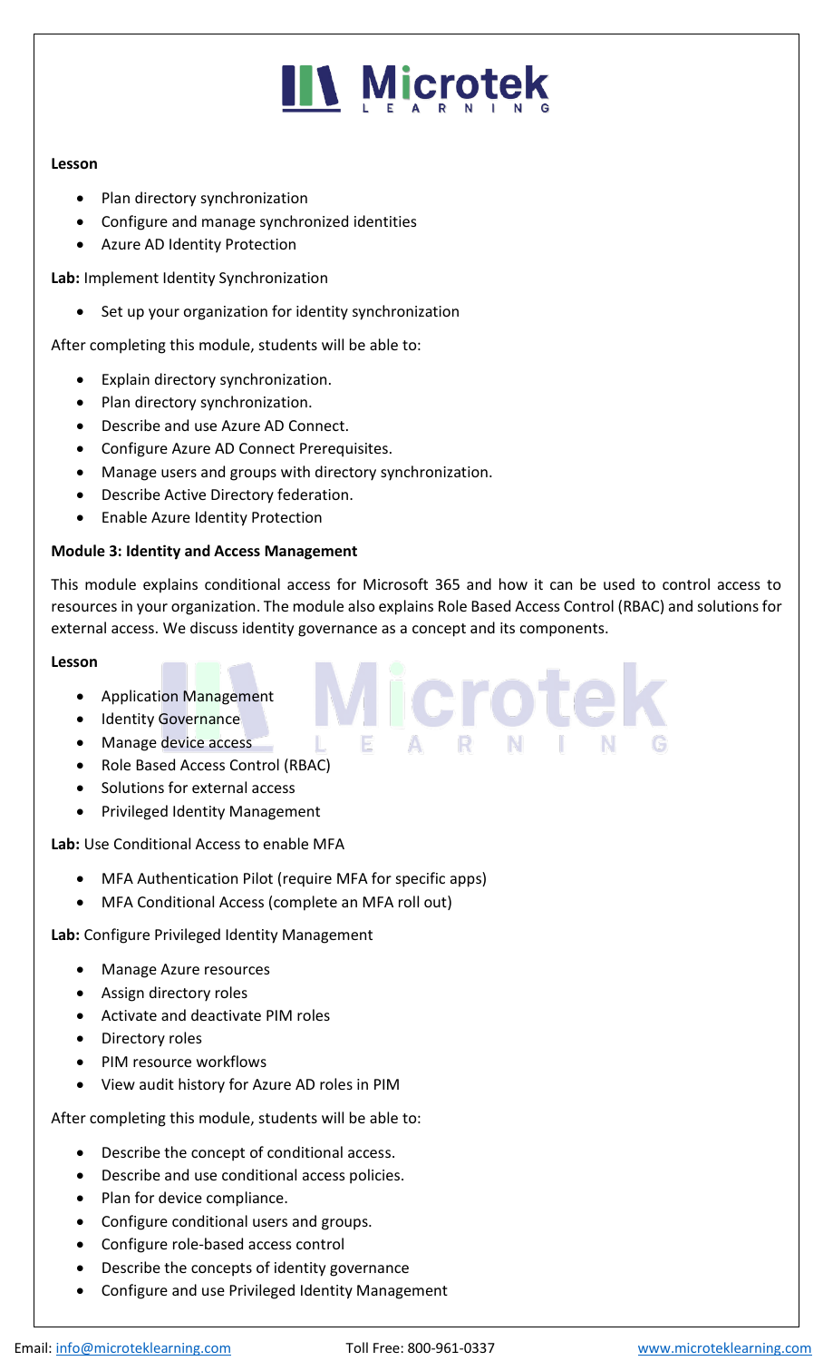**Lesson**

- Plan directory synchronization
- Configure and manage synchronized identities
- Azure AD Identity Protection

**Lab:** Implement Identity Synchronization

- Set up your organization for identity synchronization

After completing this module, students will be able to:

- Explain directory synchronization.
- Plan directory synchronization.
- Describe and use Azure AD Connect.
- Configure Azure AD Connect Prerequisites.
- Manage users and groups with directory synchronization.
- Describe Active Directory federation.
- Enable Azure Identity Protection

**Module 3: Identity and Access Management**

This module explains conditional access for Microsoft 365 and how it can be used to control access to resources in your organization. The module also explains Role Based Access Control (RBAC) and solutions for external access. We discuss identity governance as a concept and its components.

**Lesson**

- Application Management
- Identity Governance
- Manage device access
- Role Based Access Control (RBAC)
- Solutions for external access
- Privileged Identity Management

**Lab:** Use Conditional Access to enable MFA

- MFA Authentication Pilot (require MFA for specific apps)
- MFA Conditional Access (complete an MFA roll out)

**Lab:** Configure Privileged Identity Management

- Manage Azure resources
- Assign directory roles
- Activate and deactivate PIM roles
- Directory roles
- PIM resource workflows
- View audit history for Azure AD roles in PIM

After completing this module, students will be able to:

- Describe the concept of conditional access.
- Describe and use conditional access policies.
- Plan for device compliance.
- Configure conditional users and groups.
- Configure role-based access control
- Describe the concepts of identity governance
- Configure and use Privileged Identity Management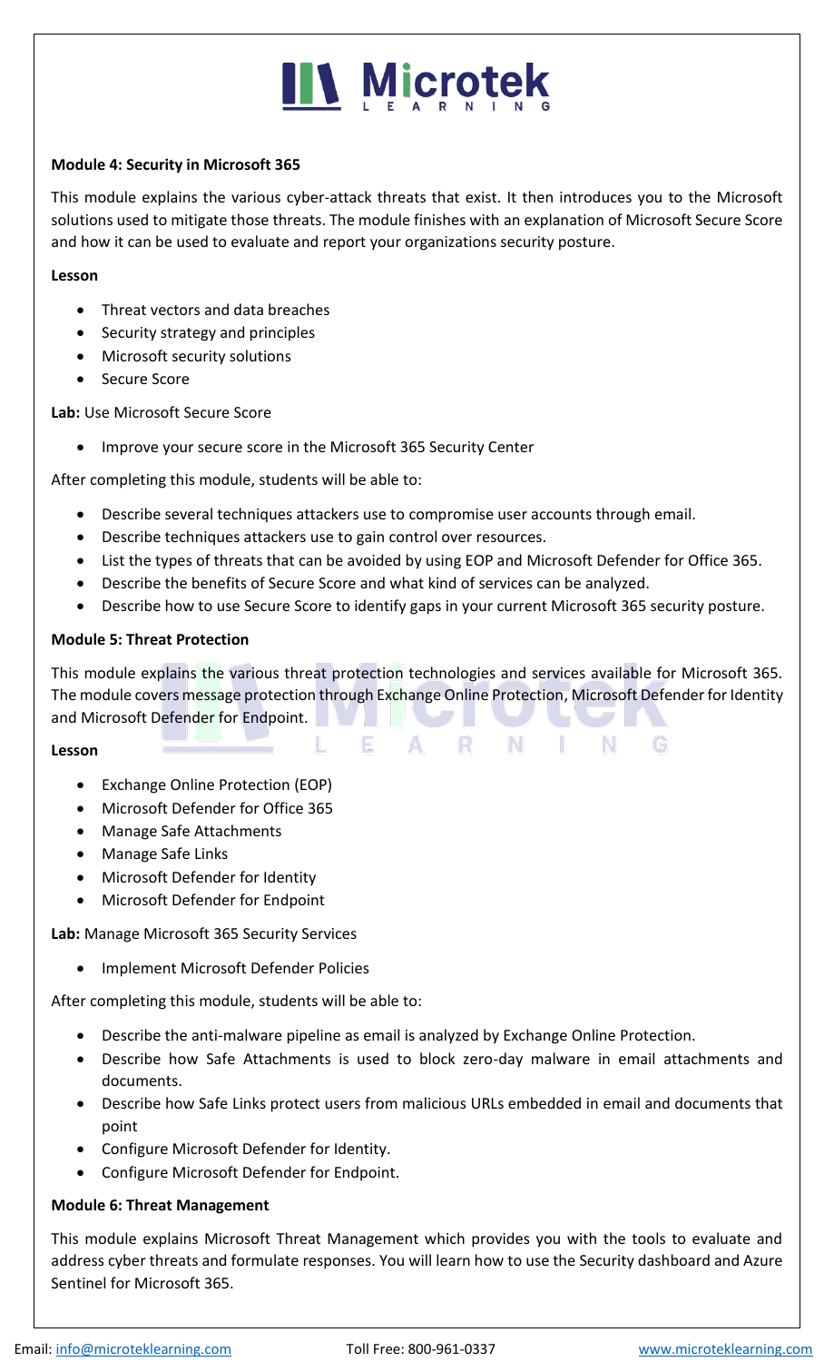**Module 4: Security in Microsoft 365**

This module explains the various cyber-attack threats that exist. It then introduces you to the Microsoft solutions used to mitigate those threats. The module finishes with an explanation of Microsoft Secure Score and how it can be used to evaluate and report your organizations security posture.

**Lesson**

- Threat vectors and data breaches
- Security strategy and principles
- Microsoft security solutions
- Secure Score

**Lab:** Use Microsoft Secure Score

- Improve your secure score in the Microsoft 365 Security Center

After completing this module, students will be able to:

- Describe several techniques attackers use to compromise user accounts through email.
- Describe techniques attackers use to gain control over resources.
- List the types of threats that can be avoided by using EOP and Microsoft Defender for Office 365.
- Describe the benefits of Secure Score and what kind of services can be analyzed.
- Describe how to use Secure Score to identify gaps in your current Microsoft 365 security posture.

**Module 5: Threat Protection**

This module explains the various threat protection technologies and services available for Microsoft 365. The module covers message protection through Exchange Online Protection, Microsoft Defender for Identity and Microsoft Defender for Endpoint.

**Lesson**

- Exchange Online Protection (EOP)
- Microsoft Defender for Office 365
- Manage Safe Attachments
- Manage Safe Links
- Microsoft Defender for Identity
- Microsoft Defender for Endpoint

**Lab:** Manage Microsoft 365 Security Services

- Implement Microsoft Defender Policies

After completing this module, students will be able to:

- Describe the anti-malware pipeline as email is analyzed by Exchange Online Protection.
- Describe how Safe Attachments is used to block zero-day malware in email attachments and documents.
- Describe how Safe Links protect users from malicious URLs embedded in email and documents that point
- Configure Microsoft Defender for Identity.
- Configure Microsoft Defender for Endpoint.

**Module 6: Threat Management**

This module explains Microsoft Threat Management which provides you with the tools to evaluate and address cyber threats and formulate responses. You will learn how to use the Security dashboard and Azure Sentinel for Microsoft 365.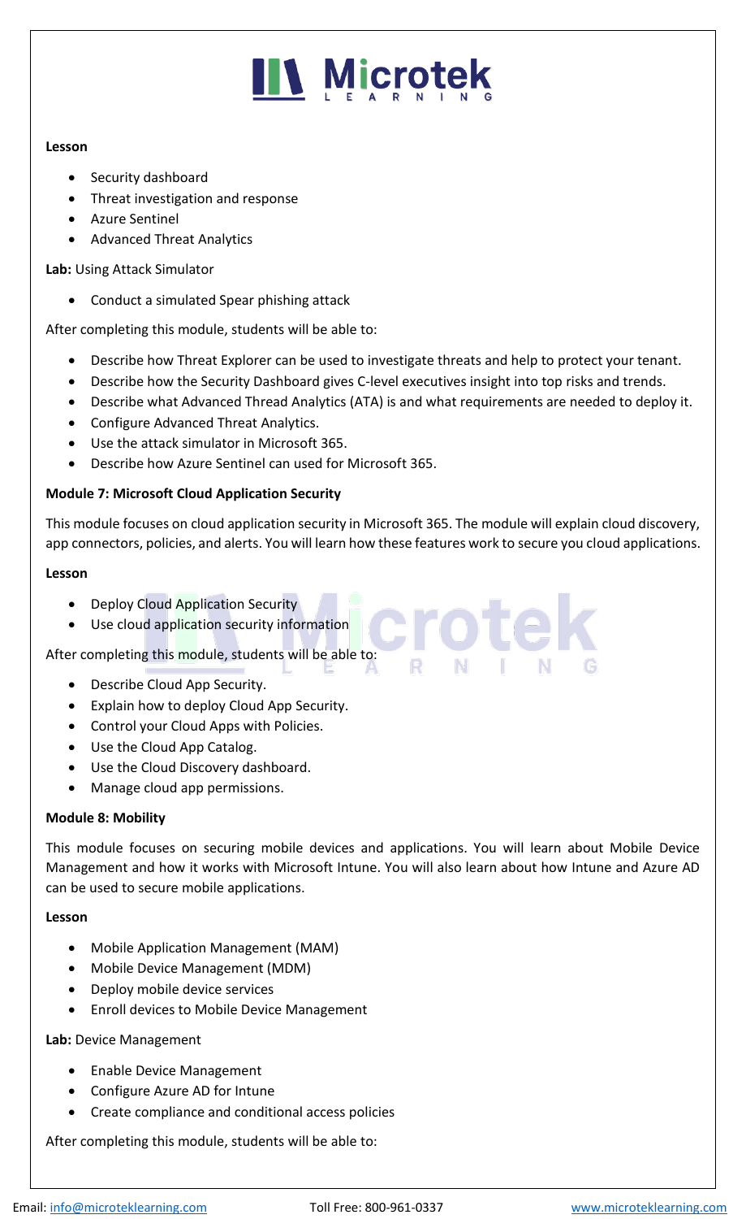**Lesson**

- Security dashboard
- Threat investigation and response
- Azure Sentinel
- Advanced Threat Analytics

**Lab:** Using Attack Simulator

- Conduct a simulated Spear phishing attack

After completing this module, students will be able to:

- Describe how Threat Explorer can be used to investigate threats and help to protect your tenant.
- Describe how the Security Dashboard gives C-level executives insight into top risks and trends.
- Describe what Advanced Thread Analytics (ATA) is and what requirements are needed to deploy it.
- Configure Advanced Threat Analytics.
- Use the attack simulator in Microsoft 365.
- Describe how Azure Sentinel can used for Microsoft 365.

**Module 7: Microsoft Cloud Application Security**

This module focuses on cloud application security in Microsoft 365. The module will explain cloud discovery, app connectors, policies, and alerts. You will learn how these features work to secure you cloud applications.

**Lesson**

- Deploy Cloud Application Security
- Use cloud application security information

After completing this module, students will be able to:

- Describe Cloud App Security.
- Explain how to deploy Cloud App Security.
- Control your Cloud Apps with Policies.
- Use the Cloud App Catalog.
- Use the Cloud Discovery dashboard.
- Manage cloud app permissions.

**Module 8: Mobility**

This module focuses on securing mobile devices and applications. You will learn about Mobile Device Management and how it works with Microsoft Intune. You will also learn about how Intune and Azure AD can be used to secure mobile applications.

**Lesson**

- Mobile Application Management (MAM)
- Mobile Device Management (MDM)
- Deploy mobile device services
- Enroll devices to Mobile Device Management

**Lab:** Device Management

- Enable Device Management
- Configure Azure AD for Intune
- Create compliance and conditional access policies

After completing this module, students will be able to: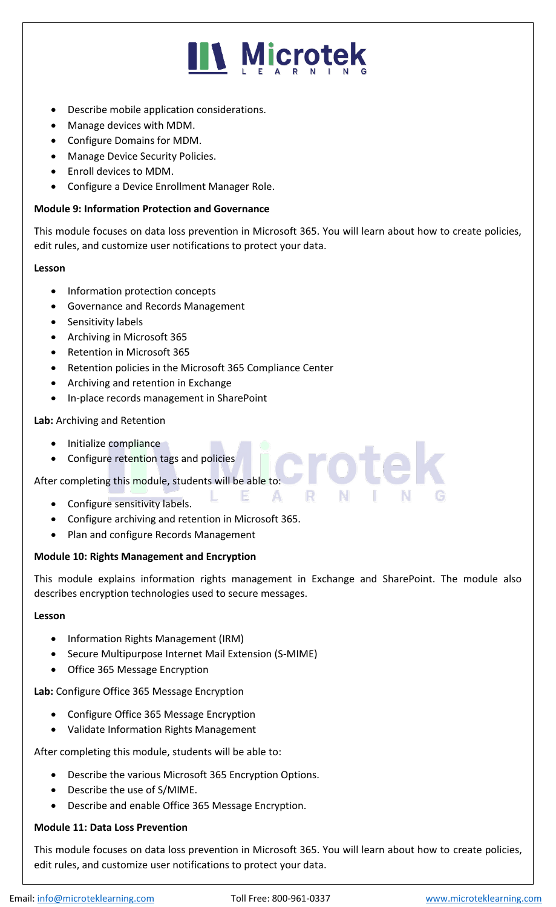- Describe mobile application considerations.
- Manage devices with MDM.
- Configure Domains for MDM.
- Manage Device Security Policies.
- Enroll devices to MDM.
- Configure a Device Enrollment Manager Role.

**Module 9: Information Protection and Governance**

This module focuses on data loss prevention in Microsoft 365. You will learn about how to create policies, edit rules, and customize user notifications to protect your data.

**Lesson**

- Information protection concepts
- Governance and Records Management
- Sensitivity labels
- Archiving in Microsoft 365
- Retention in Microsoft 365
- Retention policies in the Microsoft 365 Compliance Center
- Archiving and retention in Exchange
- In-place records management in SharePoint

**Lab:** Archiving and Retention

- Initialize compliance
- Configure retention tags and policies

After completing this module, students will be able to:

- Configure sensitivity labels.
- Configure archiving and retention in Microsoft 365.
- Plan and configure Records Management

**Module 10: Rights Management and Encryption**

This module explains information rights management in Exchange and SharePoint. The module also describes encryption technologies used to secure messages.

**Lesson**

- Information Rights Management (IRM)
- Secure Multipurpose Internet Mail Extension (S-MIME)
- Office 365 Message Encryption

**Lab:** Configure Office 365 Message Encryption

- Configure Office 365 Message Encryption
- Validate Information Rights Management

After completing this module, students will be able to:

- Describe the various Microsoft 365 Encryption Options.
- Describe the use of S/MIME.
- Describe and enable Office 365 Message Encryption.

**Module 11: Data Loss Prevention**

This module focuses on data loss prevention in Microsoft 365. You will learn about how to create policies, edit rules, and customize user notifications to protect your data.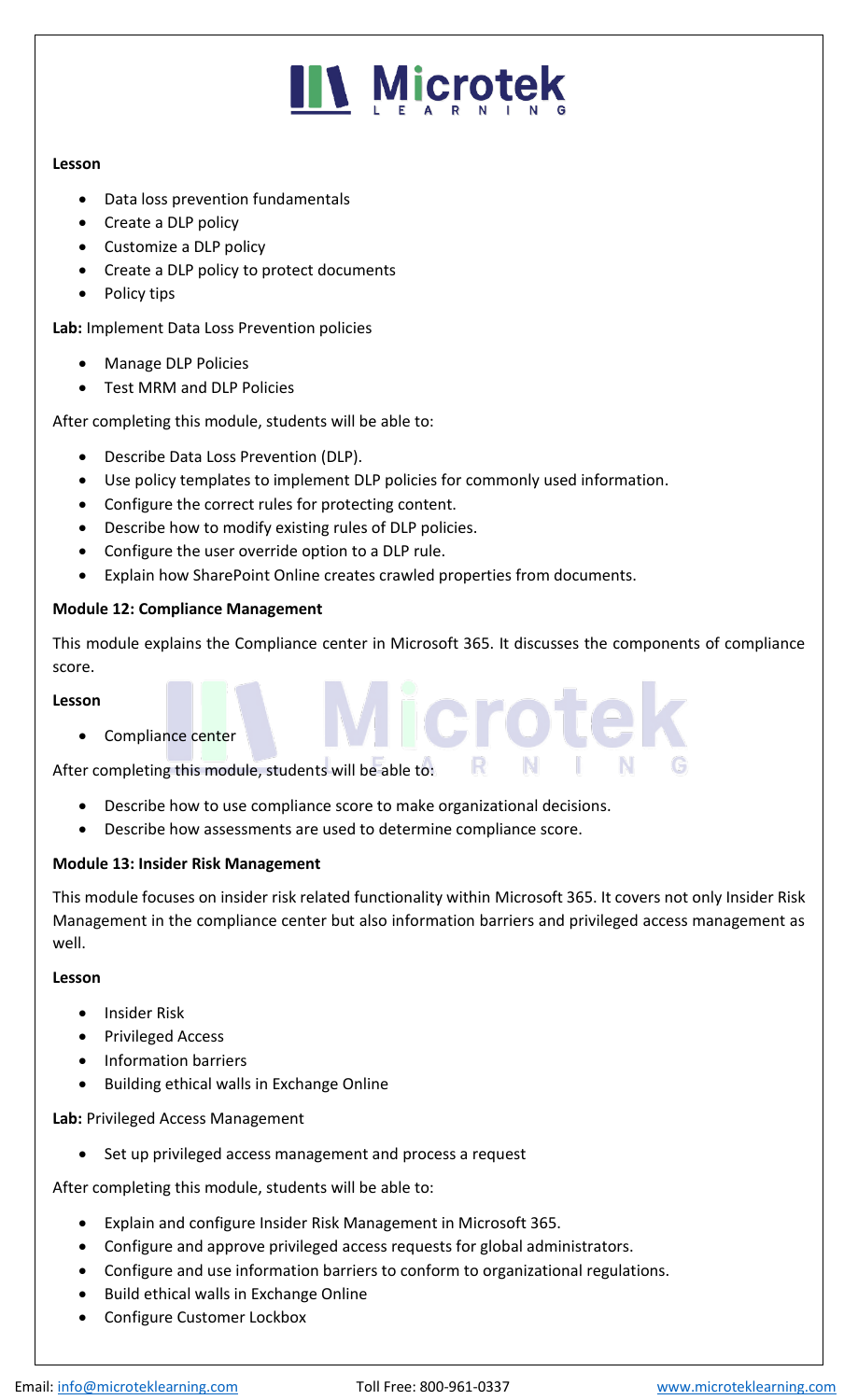**Lesson**

- Data loss prevention fundamentals
- Create a DLP policy
- Customize a DLP policy
- Create a DLP policy to protect documents
- Policy tips

**Lab:** Implement Data Loss Prevention policies

- Manage DLP Policies
- Test MRM and DLP Policies

After completing this module, students will be able to:

- Describe Data Loss Prevention (DLP).
- Use policy templates to implement DLP policies for commonly used information.
- Configure the correct rules for protecting content.
- Describe how to modify existing rules of DLP policies.
- Configure the user override option to a DLP rule.
- Explain how SharePoint Online creates crawled properties from documents.

**Module 12: Compliance Management**

This module explains the Compliance center in Microsoft 365. It discusses the components of compliance score.

**Lesson**

- Compliance center

After completing this module, students will be able to:

- Describe how to use compliance score to make organizational decisions.
- Describe how assessments are used to determine compliance score.

**Module 13: Insider Risk Management**

This module focuses on insider risk related functionality within Microsoft 365. It covers not only Insider Risk Management in the compliance center but also information barriers and privileged access management as well.

**Lesson**

- Insider Risk
- Privileged Access
- Information barriers
- Building ethical walls in Exchange Online

**Lab:** Privileged Access Management

- Set up privileged access management and process a request

After completing this module, students will be able to:

- Explain and configure Insider Risk Management in Microsoft 365.
- Configure and approve privileged access requests for global administrators.
- Configure and use information barriers to conform to organizational regulations.
- Build ethical walls in Exchange Online
- Configure Customer Lockbox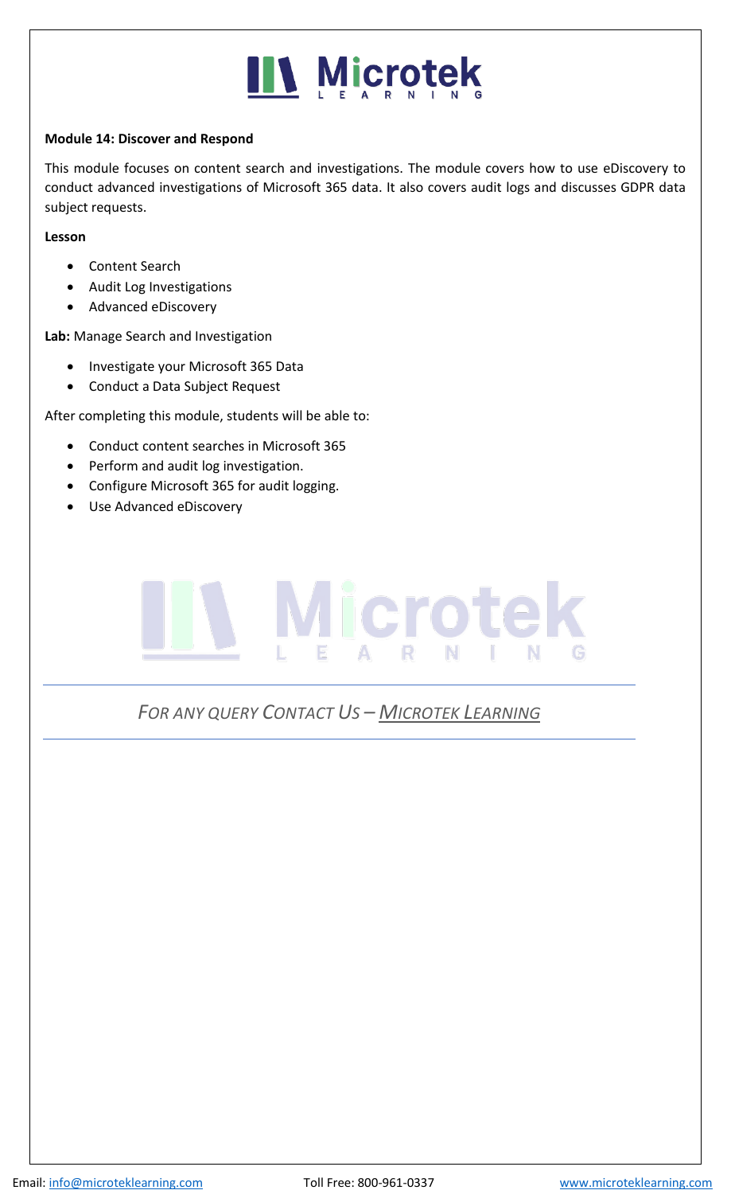**Module 14: Discover and Respond**

This module focuses on content search and investigations. The module covers how to use eDiscovery to conduct advanced investigations of Microsoft 365 data. It also covers audit logs and discusses GDPR data subject requests.

**Lesson**

- Content Search
- Audit Log Investigations
- Advanced eDiscovery

**Lab:** Manage Search and Investigation

- Investigate your Microsoft 365 Data
- Conduct a Data Subject Request

After completing this module, students will be able to:

- Conduct content searches in Microsoft 365
- Perform and audit log investigation.
- Configure Microsoft 365 for audit logging.
- Use Advanced eDiscovery

*FOR ANY QUERY CONTACT US – MICROTEK LEARNING*